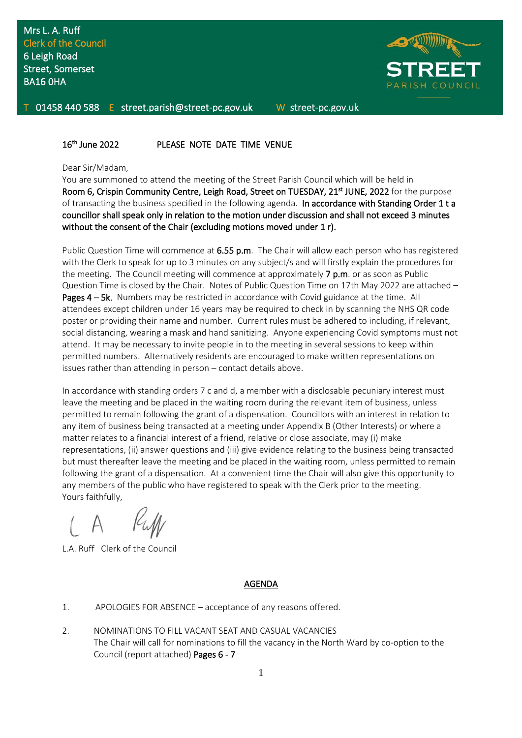Mrs L. A. Ruff
Clerk of the Council
6 Leigh Road
Street, Somerset
BA16 0HA

**STREET**
PARISH COUNCIL

T 01458 440 588 E street.parish@street-pc.gov.uk W street-pc.gov.uk

16th June 2022 PLEASE NOTE DATE TIME VENUE

Dear Sir/Madam,

You are summoned to attend the meeting of the Street Parish Council which will be held in **Room 6, Crispin Community Centre, Leigh Road, Street on TUESDAY, 21st JUNE, 2022** for the purpose of transacting the business specified in the following agenda. **In accordance with Standing Order 1 t a councillor shall speak only in relation to the motion under discussion and shall not exceed 3 minutes without the consent of the Chair (excluding motions moved under 1 r).**

Public Question Time will commence at **6.55 p.m**. The Chair will allow each person who has registered with the Clerk to speak for up to 3 minutes on any subject/s and will firstly explain the procedures for the meeting. The Council meeting will commence at approximately **7 p.m**. or as soon as Public Question Time is closed by the Chair. Notes of Public Question Time on 17th May 2022 are attached – **Pages 4 – 5k.** Numbers may be restricted in accordance with Covid guidance at the time. All attendees except children under 16 years may be required to check in by scanning the NHS QR code poster or providing their name and number. Current rules must be adhered to including, if relevant, social distancing, wearing a mask and hand sanitizing. Anyone experiencing Covid symptoms must not attend. It may be necessary to invite people in to the meeting in several sessions to keep within permitted numbers. Alternatively residents are encouraged to make written representations on issues rather than attending in person – contact details above.

In accordance with standing orders 7 c and d, a member with a disclosable pecuniary interest must leave the meeting and be placed in the waiting room during the relevant item of business, unless permitted to remain following the grant of a dispensation. Councillors with an interest in relation to any item of business being transacted at a meeting under Appendix B (Other Interests) or where a matter relates to a financial interest of a friend, relative or close associate, may (i) make representations, (ii) answer questions and (iii) give evidence relating to the business being transacted but must thereafter leave the meeting and be placed in the waiting room, unless permitted to remain following the grant of a dispensation. At a convenient time the Chair will also give this opportunity to any members of the public who have registered to speak with the Clerk prior to the meeting.

Yours faithfully,

L A Ruff

L.A. Ruff Clerk of the Council

## AGENDA

1. APOLOGIES FOR ABSENCE – acceptance of any reasons offered.

2. NOMINATIONS TO FILL VACANT SEAT AND CASUAL VACANCIES
   The Chair will call for nominations to fill the vacancy in the North Ward by co-option to the Council (report attached) **Pages 6 - 7**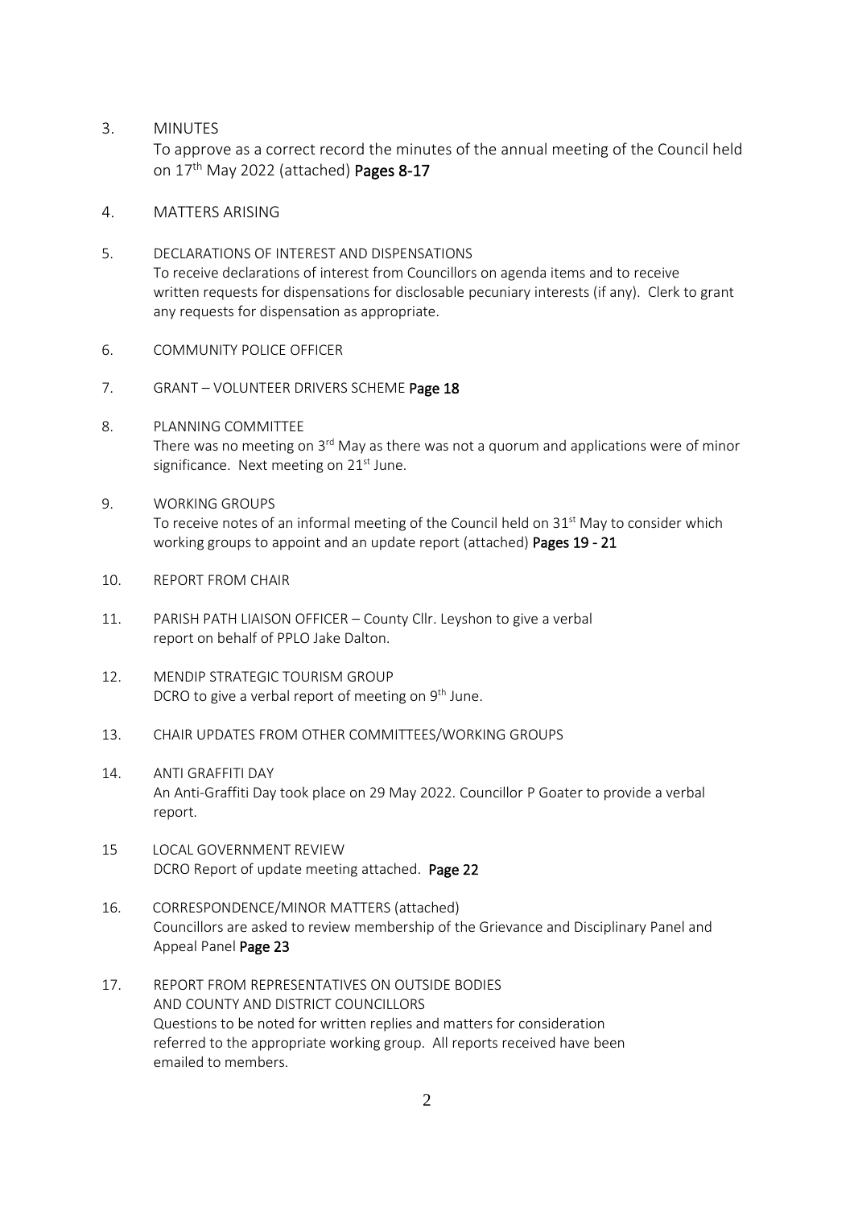3. MINUTES
   To approve as a correct record the minutes of the annual meeting of the Council held on 17th May 2022 (attached) **Pages 8-17**

4. MATTERS ARISING

5. DECLARATIONS OF INTEREST AND DISPENSATIONS
   To receive declarations of interest from Councillors on agenda items and to receive written requests for dispensations for disclosable pecuniary interests (if any). Clerk to grant any requests for dispensation as appropriate.

6. COMMUNITY POLICE OFFICER

7. GRANT – VOLUNTEER DRIVERS SCHEME **Page 18**

8. PLANNING COMMITTEE
   There was no meeting on 3rd May as there was not a quorum and applications were of minor significance. Next meeting on 21st June.

9. WORKING GROUPS
   To receive notes of an informal meeting of the Council held on 31st May to consider which working groups to appoint and an update report (attached) **Pages 19 - 21**

10. REPORT FROM CHAIR

11. PARISH PATH LIAISON OFFICER – County Cllr. Leyshon to give a verbal report on behalf of PPLO Jake Dalton.

12. MENDIP STRATEGIC TOURISM GROUP
    DCRO to give a verbal report of meeting on 9th June.

13. CHAIR UPDATES FROM OTHER COMMITTEES/WORKING GROUPS

14. ANTI GRAFFITI DAY
    An Anti-Graffiti Day took place on 29 May 2022. Councillor P Goater to provide a verbal report.

15. LOCAL GOVERNMENT REVIEW
    DCRO Report of update meeting attached. **Page 22**

16. CORRESPONDENCE/MINOR MATTERS (attached)
    Councillors are asked to review membership of the Grievance and Disciplinary Panel and Appeal Panel **Page 23**

17. REPORT FROM REPRESENTATIVES ON OUTSIDE BODIES AND COUNTY AND DISTRICT COUNCILLORS
    Questions to be noted for written replies and matters for consideration referred to the appropriate working group. All reports received have been emailed to members.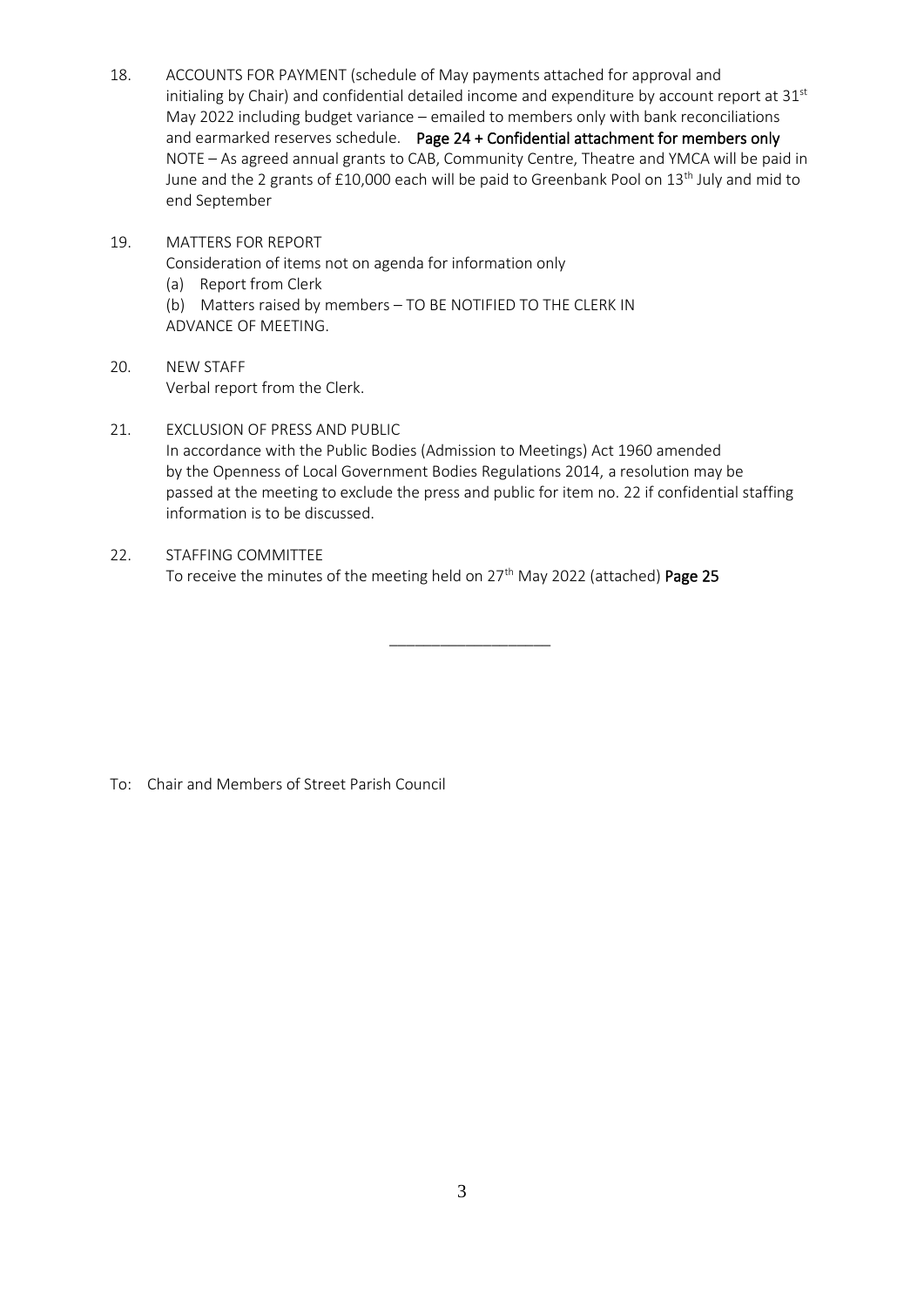18. ACCOUNTS FOR PAYMENT (schedule of May payments attached for approval and initialing by Chair) and confidential detailed income and expenditure by account report at 31st May 2022 including budget variance – emailed to members only with bank reconciliations and earmarked reserves schedule. **Page 24 + Confidential attachment for members only**
    NOTE – As agreed annual grants to CAB, Community Centre, Theatre and YMCA will be paid in June and the 2 grants of £10,000 each will be paid to Greenbank Pool on 13th July and mid to end September

19. MATTERS FOR REPORT
    Consideration of items not on agenda for information only
    (a) Report from Clerk
    (b) Matters raised by members – TO BE NOTIFIED TO THE CLERK IN ADVANCE OF MEETING.

20. NEW STAFF
    Verbal report from the Clerk.

21. EXCLUSION OF PRESS AND PUBLIC
    In accordance with the Public Bodies (Admission to Meetings) Act 1960 amended by the Openness of Local Government Bodies Regulations 2014, a resolution may be passed at the meeting to exclude the press and public for item no. 22 if confidential staffing information is to be discussed.

22. STAFFING COMMITTEE
    To receive the minutes of the meeting held on 27th May 2022 (attached) **Page 25**

---

To: Chair and Members of Street Parish Council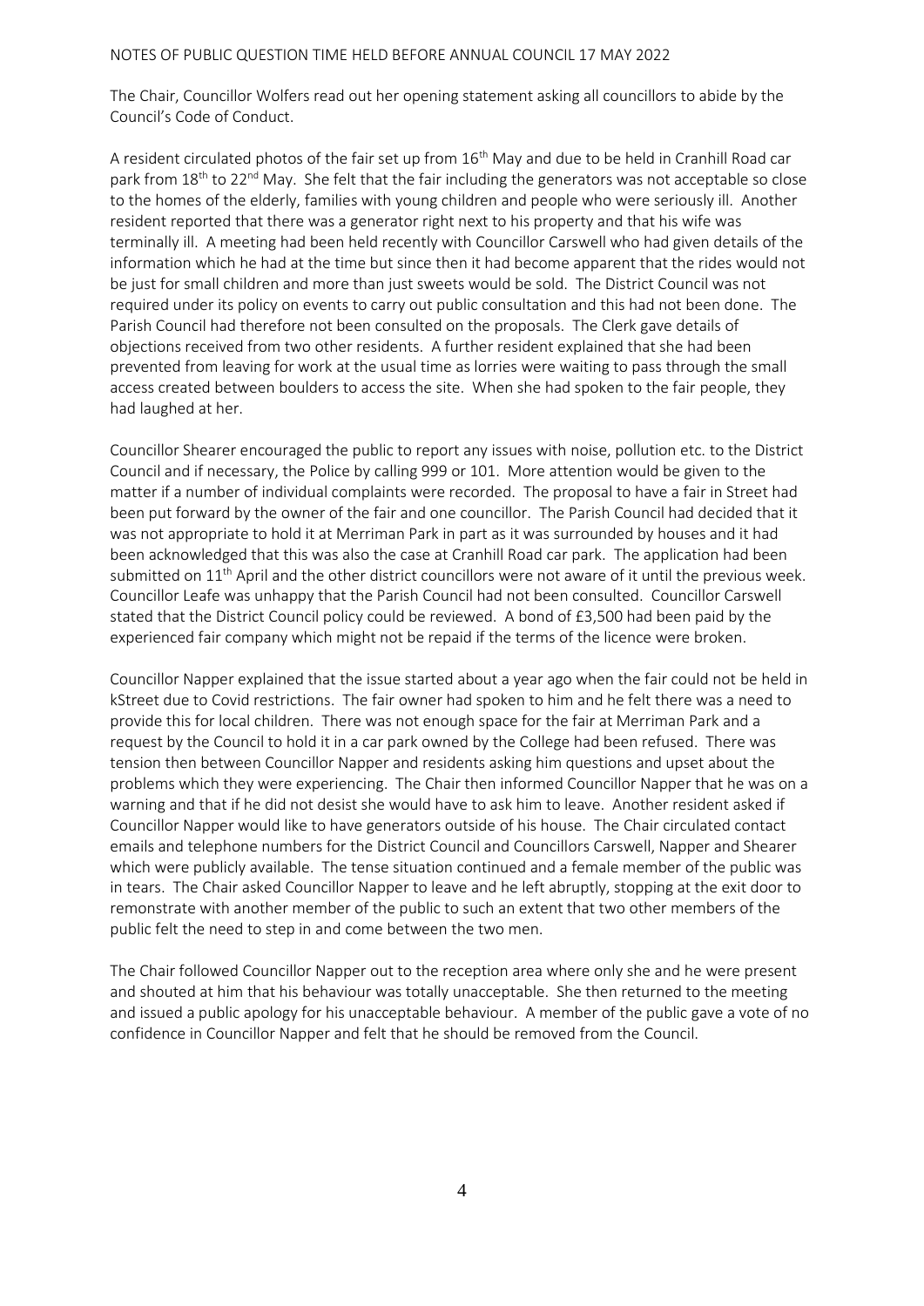NOTES OF PUBLIC QUESTION TIME HELD BEFORE ANNUAL COUNCIL 17 MAY 2022

The Chair, Councillor Wolfers read out her opening statement asking all councillors to abide by the Council's Code of Conduct.

A resident circulated photos of the fair set up from 16th May and due to be held in Cranhill Road car park from 18th to 22nd May. She felt that the fair including the generators was not acceptable so close to the homes of the elderly, families with young children and people who were seriously ill. Another resident reported that there was a generator right next to his property and that his wife was terminally ill. A meeting had been held recently with Councillor Carswell who had given details of the information which he had at the time but since then it had become apparent that the rides would not be just for small children and more than just sweets would be sold. The District Council was not required under its policy on events to carry out public consultation and this had not been done. The Parish Council had therefore not been consulted on the proposals. The Clerk gave details of objections received from two other residents. A further resident explained that she had been prevented from leaving for work at the usual time as lorries were waiting to pass through the small access created between boulders to access the site. When she had spoken to the fair people, they had laughed at her.

Councillor Shearer encouraged the public to report any issues with noise, pollution etc. to the District Council and if necessary, the Police by calling 999 or 101. More attention would be given to the matter if a number of individual complaints were recorded. The proposal to have a fair in Street had been put forward by the owner of the fair and one councillor. The Parish Council had decided that it was not appropriate to hold it at Merriman Park in part as it was surrounded by houses and it had been acknowledged that this was also the case at Cranhill Road car park. The application had been submitted on 11th April and the other district councillors were not aware of it until the previous week. Councillor Leafe was unhappy that the Parish Council had not been consulted. Councillor Carswell stated that the District Council policy could be reviewed. A bond of £3,500 had been paid by the experienced fair company which might not be repaid if the terms of the licence were broken.

Councillor Napper explained that the issue started about a year ago when the fair could not be held in kStreet due to Covid restrictions. The fair owner had spoken to him and he felt there was a need to provide this for local children. There was not enough space for the fair at Merriman Park and a request by the Council to hold it in a car park owned by the College had been refused. There was tension then between Councillor Napper and residents asking him questions and upset about the problems which they were experiencing. The Chair then informed Councillor Napper that he was on a warning and that if he did not desist she would have to ask him to leave. Another resident asked if Councillor Napper would like to have generators outside of his house. The Chair circulated contact emails and telephone numbers for the District Council and Councillors Carswell, Napper and Shearer which were publicly available. The tense situation continued and a female member of the public was in tears. The Chair asked Councillor Napper to leave and he left abruptly, stopping at the exit door to remonstrate with another member of the public to such an extent that two other members of the public felt the need to step in and come between the two men.

The Chair followed Councillor Napper out to the reception area where only she and he were present and shouted at him that his behaviour was totally unacceptable. She then returned to the meeting and issued a public apology for his unacceptable behaviour. A member of the public gave a vote of no confidence in Councillor Napper and felt that he should be removed from the Council.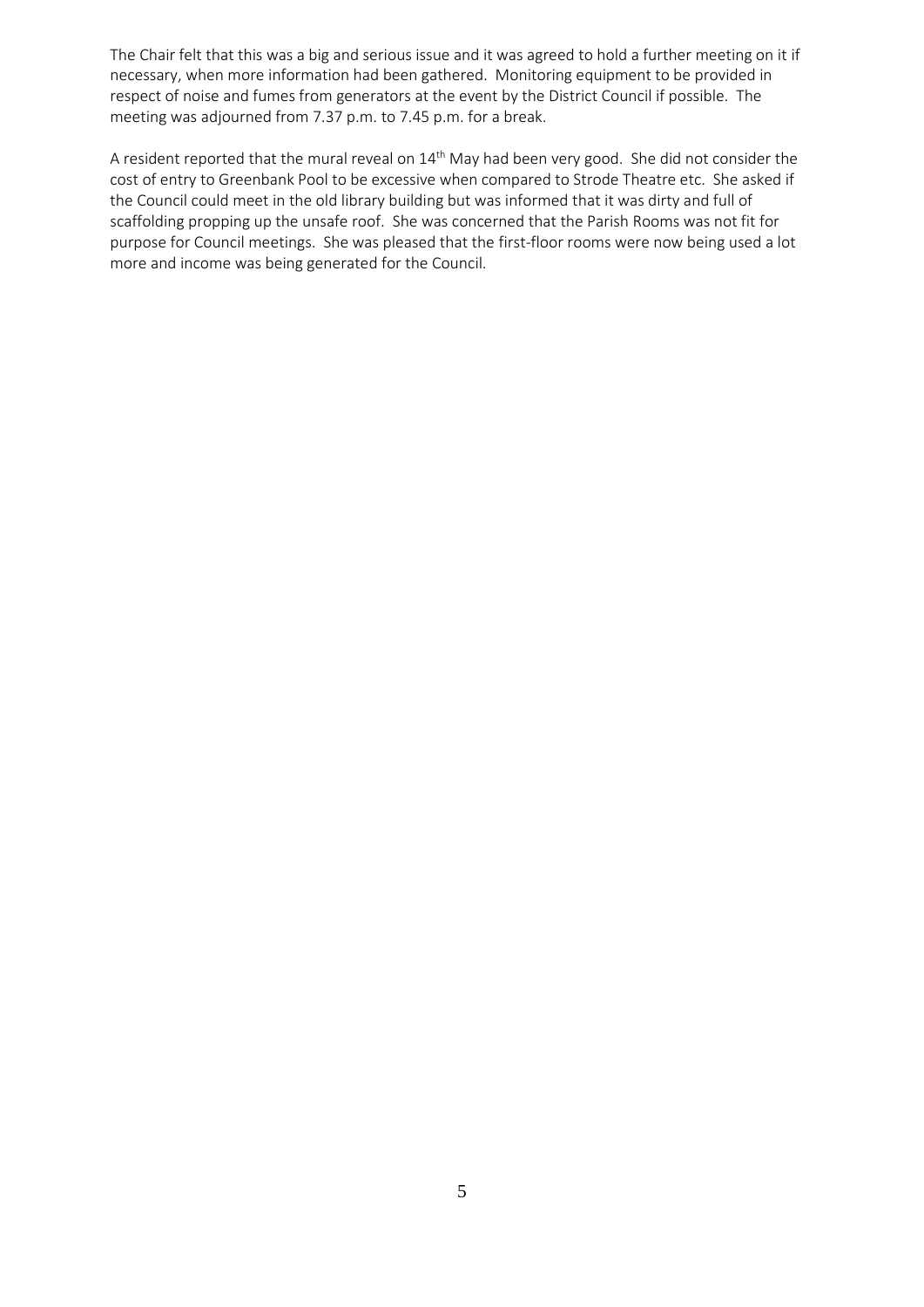The Chair felt that this was a big and serious issue and it was agreed to hold a further meeting on it if necessary, when more information had been gathered. Monitoring equipment to be provided in respect of noise and fumes from generators at the event by the District Council if possible. The meeting was adjourned from 7.37 p.m. to 7.45 p.m. for a break.

A resident reported that the mural reveal on 14th May had been very good. She did not consider the cost of entry to Greenbank Pool to be excessive when compared to Strode Theatre etc. She asked if the Council could meet in the old library building but was informed that it was dirty and full of scaffolding propping up the unsafe roof. She was concerned that the Parish Rooms was not fit for purpose for Council meetings. She was pleased that the first-floor rooms were now being used a lot more and income was being generated for the Council.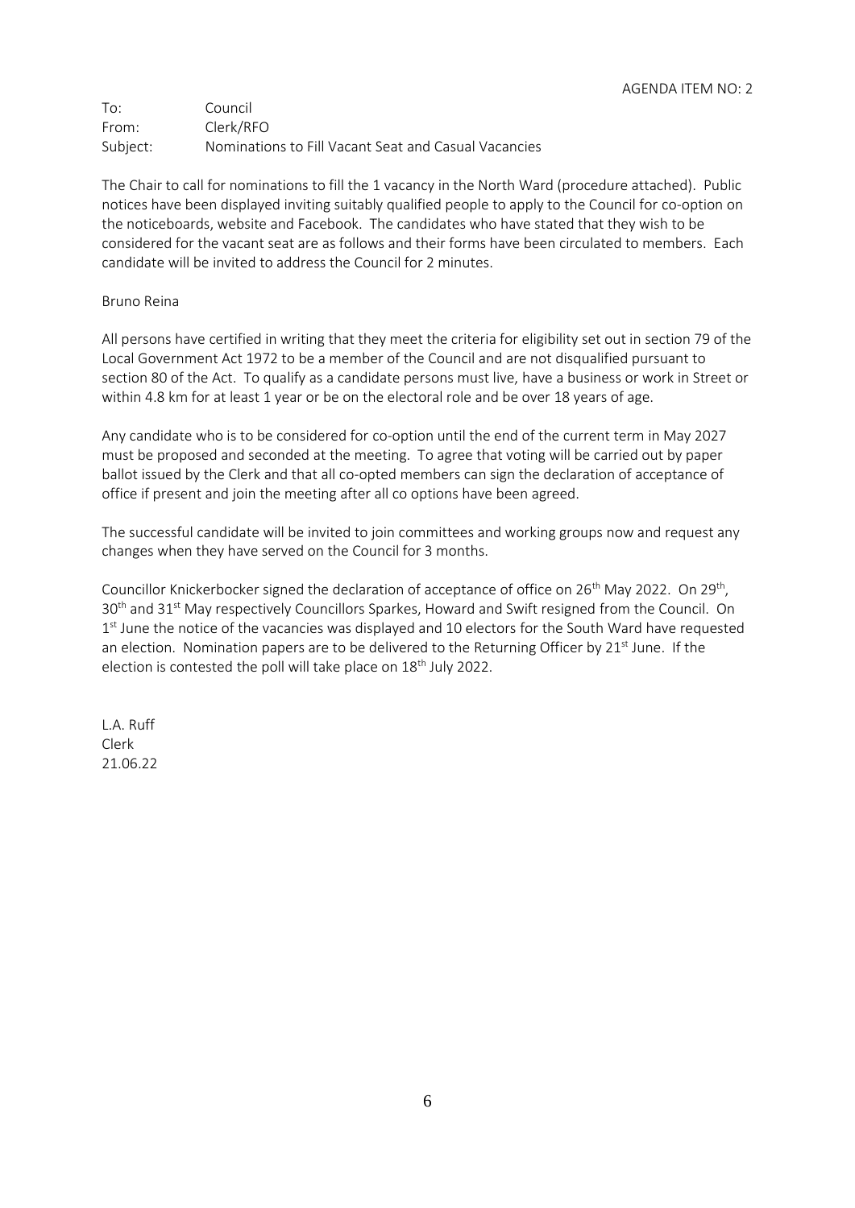AGENDA ITEM NO: 2

To: Council
From: Clerk/RFO
Subject: Nominations to Fill Vacant Seat and Casual Vacancies

The Chair to call for nominations to fill the 1 vacancy in the North Ward (procedure attached). Public notices have been displayed inviting suitably qualified people to apply to the Council for co-option on the noticeboards, website and Facebook. The candidates who have stated that they wish to be considered for the vacant seat are as follows and their forms have been circulated to members. Each candidate will be invited to address the Council for 2 minutes.

Bruno Reina

All persons have certified in writing that they meet the criteria for eligibility set out in section 79 of the Local Government Act 1972 to be a member of the Council and are not disqualified pursuant to section 80 of the Act. To qualify as a candidate persons must live, have a business or work in Street or within 4.8 km for at least 1 year or be on the electoral role and be over 18 years of age.

Any candidate who is to be considered for co-option until the end of the current term in May 2027 must be proposed and seconded at the meeting. To agree that voting will be carried out by paper ballot issued by the Clerk and that all co-opted members can sign the declaration of acceptance of office if present and join the meeting after all co options have been agreed.

The successful candidate will be invited to join committees and working groups now and request any changes when they have served on the Council for 3 months.

Councillor Knickerbocker signed the declaration of acceptance of office on 26th May 2022. On 29th, 30th and 31st May respectively Councillors Sparkes, Howard and Swift resigned from the Council. On 1st June the notice of the vacancies was displayed and 10 electors for the South Ward have requested an election. Nomination papers are to be delivered to the Returning Officer by 21st June. If the election is contested the poll will take place on 18th July 2022.

L.A. Ruff
Clerk
21.06.22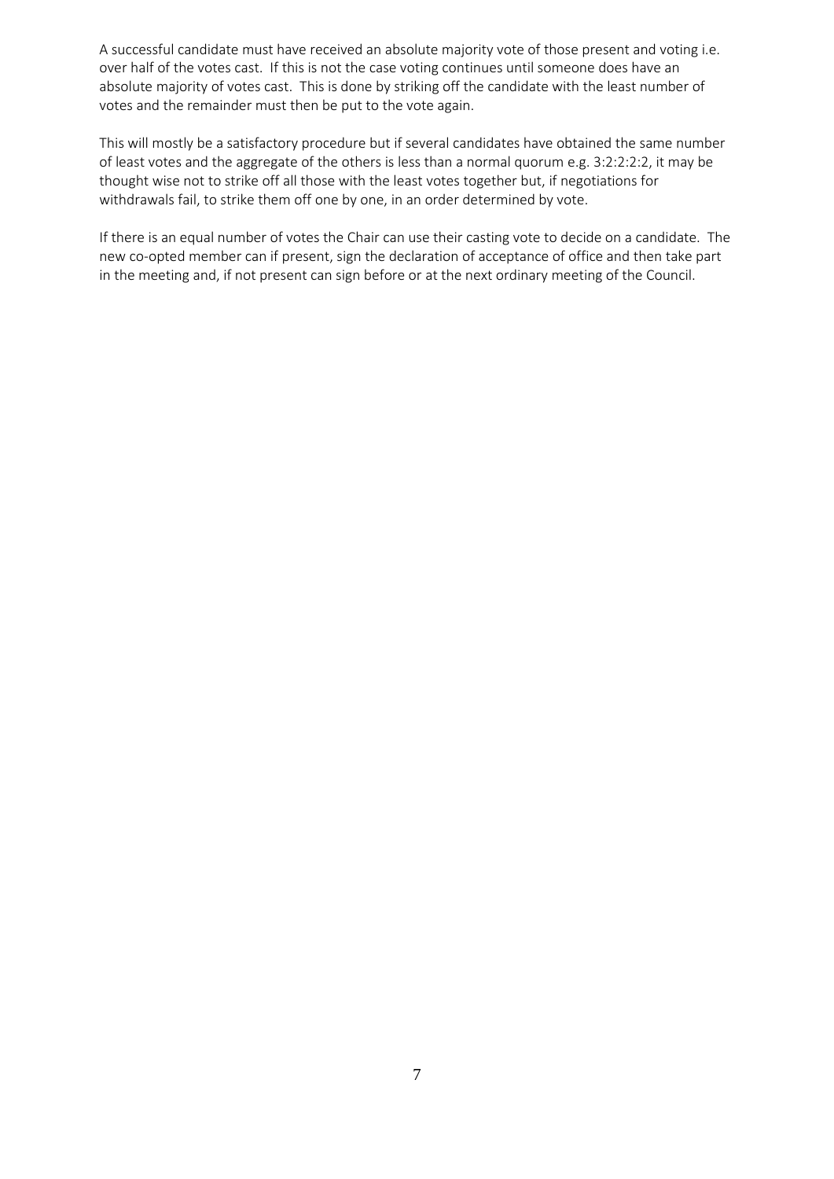A successful candidate must have received an absolute majority vote of those present and voting i.e. over half of the votes cast. If this is not the case voting continues until someone does have an absolute majority of votes cast. This is done by striking off the candidate with the least number of votes and the remainder must then be put to the vote again.

This will mostly be a satisfactory procedure but if several candidates have obtained the same number of least votes and the aggregate of the others is less than a normal quorum e.g. 3:2:2:2:2, it may be thought wise not to strike off all those with the least votes together but, if negotiations for withdrawals fail, to strike them off one by one, in an order determined by vote.

If there is an equal number of votes the Chair can use their casting vote to decide on a candidate. The new co-opted member can if present, sign the declaration of acceptance of office and then take part in the meeting and, if not present can sign before or at the next ordinary meeting of the Council.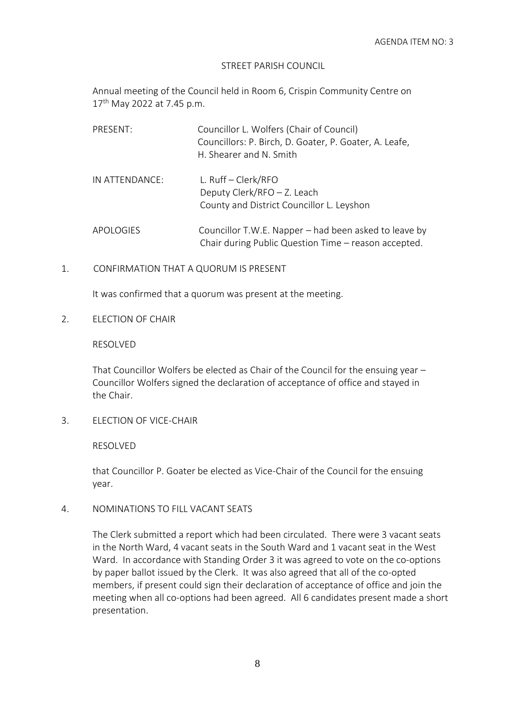AGENDA ITEM NO: 3

STREET PARISH COUNCIL

Annual meeting of the Council held in Room 6, Crispin Community Centre on 17th May 2022 at 7.45 p.m.

| | |
|---|---|
| PRESENT: | Councillor L. Wolfers (Chair of Council)<br>Councillors: P. Birch, D. Goater, P. Goater, A. Leafe, H. Shearer and N. Smith |
| IN ATTENDANCE: | L. Ruff – Clerk/RFO<br>Deputy Clerk/RFO – Z. Leach<br>County and District Councillor L. Leyshon |
| APOLOGIES | Councillor T.W.E. Napper – had been asked to leave by Chair during Public Question Time – reason accepted. |

1. CONFIRMATION THAT A QUORUM IS PRESENT

It was confirmed that a quorum was present at the meeting.

2. ELECTION OF CHAIR

RESOLVED

That Councillor Wolfers be elected as Chair of the Council for the ensuing year – Councillor Wolfers signed the declaration of acceptance of office and stayed in the Chair.

3. ELECTION OF VICE-CHAIR

RESOLVED

that Councillor P. Goater be elected as Vice-Chair of the Council for the ensuing year.

4. NOMINATIONS TO FILL VACANT SEATS

The Clerk submitted a report which had been circulated. There were 3 vacant seats in the North Ward, 4 vacant seats in the South Ward and 1 vacant seat in the West Ward. In accordance with Standing Order 3 it was agreed to vote on the co-options by paper ballot issued by the Clerk. It was also agreed that all of the co-opted members, if present could sign their declaration of acceptance of office and join the meeting when all co-options had been agreed. All 6 candidates present made a short presentation.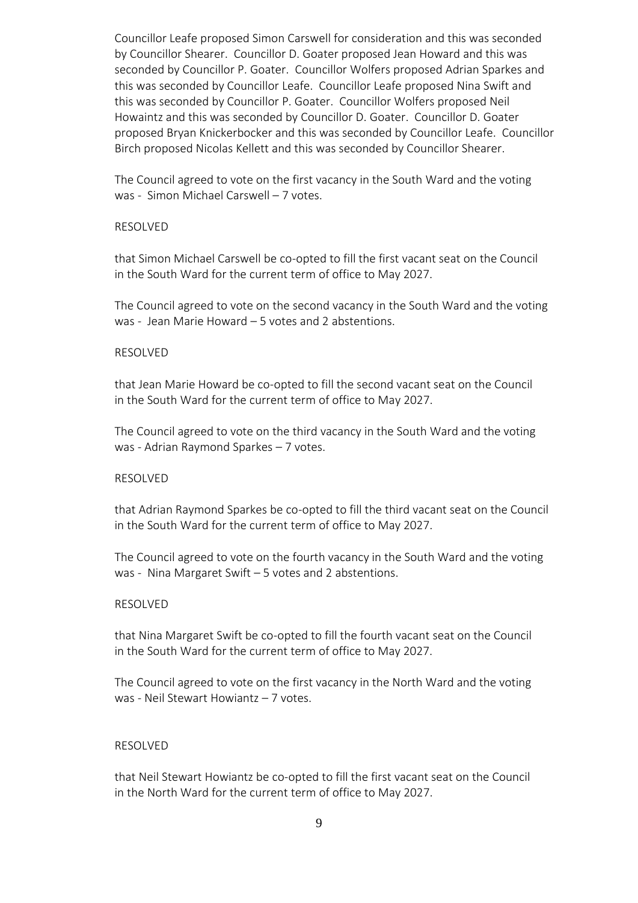Councillor Leafe proposed Simon Carswell for consideration and this was seconded by Councillor Shearer. Councillor D. Goater proposed Jean Howard and this was seconded by Councillor P. Goater. Councillor Wolfers proposed Adrian Sparkes and this was seconded by Councillor Leafe. Councillor Leafe proposed Nina Swift and this was seconded by Councillor P. Goater. Councillor Wolfers proposed Neil Howaintz and this was seconded by Councillor D. Goater. Councillor D. Goater proposed Bryan Knickerbocker and this was seconded by Councillor Leafe. Councillor Birch proposed Nicolas Kellett and this was seconded by Councillor Shearer.

The Council agreed to vote on the first vacancy in the South Ward and the voting was - Simon Michael Carswell – 7 votes.

RESOLVED

that Simon Michael Carswell be co-opted to fill the first vacant seat on the Council in the South Ward for the current term of office to May 2027.

The Council agreed to vote on the second vacancy in the South Ward and the voting was - Jean Marie Howard – 5 votes and 2 abstentions.

RESOLVED

that Jean Marie Howard be co-opted to fill the second vacant seat on the Council in the South Ward for the current term of office to May 2027.

The Council agreed to vote on the third vacancy in the South Ward and the voting was - Adrian Raymond Sparkes – 7 votes.

RESOLVED

that Adrian Raymond Sparkes be co-opted to fill the third vacant seat on the Council in the South Ward for the current term of office to May 2027.

The Council agreed to vote on the fourth vacancy in the South Ward and the voting was - Nina Margaret Swift – 5 votes and 2 abstentions.

RESOLVED

that Nina Margaret Swift be co-opted to fill the fourth vacant seat on the Council in the South Ward for the current term of office to May 2027.

The Council agreed to vote on the first vacancy in the North Ward and the voting was - Neil Stewart Howiantz – 7 votes.

RESOLVED

that Neil Stewart Howiantz be co-opted to fill the first vacant seat on the Council in the North Ward for the current term of office to May 2027.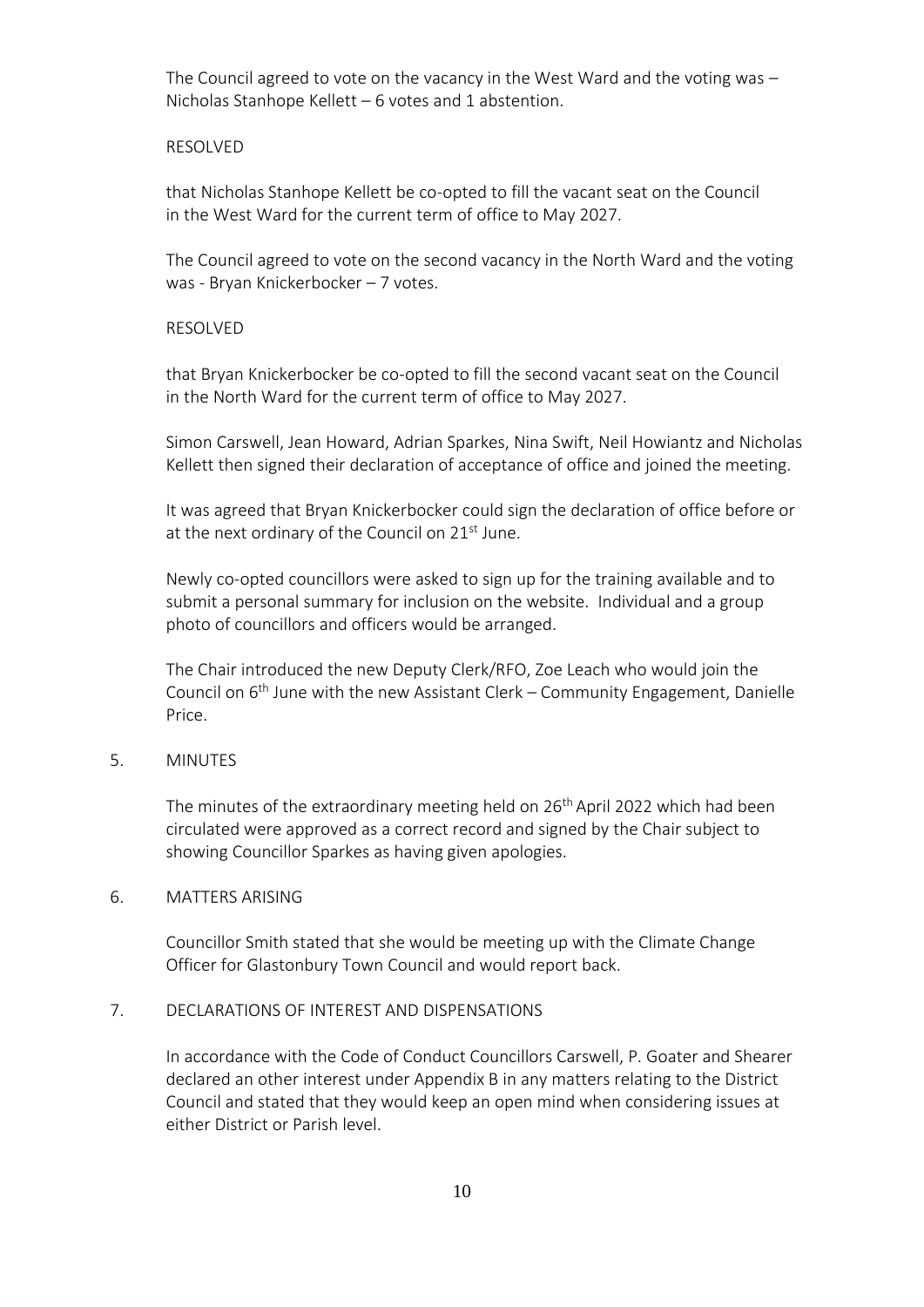The Council agreed to vote on the vacancy in the West Ward and the voting was – Nicholas Stanhope Kellett – 6 votes and 1 abstention.

RESOLVED

that Nicholas Stanhope Kellett be co-opted to fill the vacant seat on the Council in the West Ward for the current term of office to May 2027.

The Council agreed to vote on the second vacancy in the North Ward and the voting was - Bryan Knickerbocker – 7 votes.

RESOLVED

that Bryan Knickerbocker be co-opted to fill the second vacant seat on the Council in the North Ward for the current term of office to May 2027.

Simon Carswell, Jean Howard, Adrian Sparkes, Nina Swift, Neil Howiantz and Nicholas Kellett then signed their declaration of acceptance of office and joined the meeting.

It was agreed that Bryan Knickerbocker could sign the declaration of office before or at the next ordinary of the Council on 21st June.

Newly co-opted councillors were asked to sign up for the training available and to submit a personal summary for inclusion on the website. Individual and a group photo of councillors and officers would be arranged.

The Chair introduced the new Deputy Clerk/RFO, Zoe Leach who would join the Council on 6th June with the new Assistant Clerk – Community Engagement, Danielle Price.

5. MINUTES

The minutes of the extraordinary meeting held on 26th April 2022 which had been circulated were approved as a correct record and signed by the Chair subject to showing Councillor Sparkes as having given apologies.

6. MATTERS ARISING

Councillor Smith stated that she would be meeting up with the Climate Change Officer for Glastonbury Town Council and would report back.

7. DECLARATIONS OF INTEREST AND DISPENSATIONS

In accordance with the Code of Conduct Councillors Carswell, P. Goater and Shearer declared an other interest under Appendix B in any matters relating to the District Council and stated that they would keep an open mind when considering issues at either District or Parish level.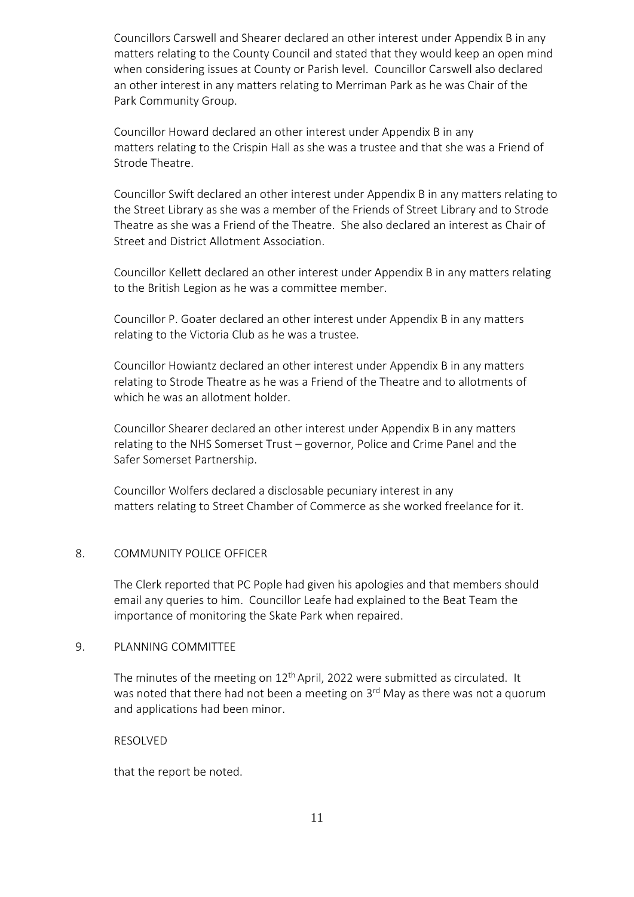Councillors Carswell and Shearer declared an other interest under Appendix B in any matters relating to the County Council and stated that they would keep an open mind when considering issues at County or Parish level. Councillor Carswell also declared an other interest in any matters relating to Merriman Park as he was Chair of the Park Community Group.

Councillor Howard declared an other interest under Appendix B in any matters relating to the Crispin Hall as she was a trustee and that she was a Friend of Strode Theatre.

Councillor Swift declared an other interest under Appendix B in any matters relating to the Street Library as she was a member of the Friends of Street Library and to Strode Theatre as she was a Friend of the Theatre. She also declared an interest as Chair of Street and District Allotment Association.

Councillor Kellett declared an other interest under Appendix B in any matters relating to the British Legion as he was a committee member.

Councillor P. Goater declared an other interest under Appendix B in any matters relating to the Victoria Club as he was a trustee.

Councillor Howiantz declared an other interest under Appendix B in any matters relating to Strode Theatre as he was a Friend of the Theatre and to allotments of which he was an allotment holder.

Councillor Shearer declared an other interest under Appendix B in any matters relating to the NHS Somerset Trust – governor, Police and Crime Panel and the Safer Somerset Partnership.

Councillor Wolfers declared a disclosable pecuniary interest in any matters relating to Street Chamber of Commerce as she worked freelance for it.

## 8. COMMUNITY POLICE OFFICER

The Clerk reported that PC Pople had given his apologies and that members should email any queries to him. Councillor Leafe had explained to the Beat Team the importance of monitoring the Skate Park when repaired.

## 9. PLANNING COMMITTEE

The minutes of the meeting on 12th April, 2022 were submitted as circulated. It was noted that there had not been a meeting on 3rd May as there was not a quorum and applications had been minor.

RESOLVED

that the report be noted.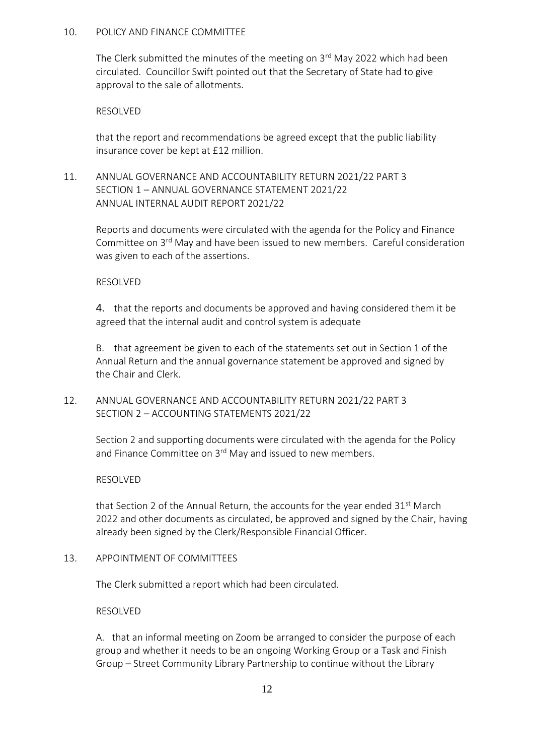10. POLICY AND FINANCE COMMITTEE

The Clerk submitted the minutes of the meeting on 3rd May 2022 which had been circulated. Councillor Swift pointed out that the Secretary of State had to give approval to the sale of allotments.

RESOLVED

that the report and recommendations be agreed except that the public liability insurance cover be kept at £12 million.

11. ANNUAL GOVERNANCE AND ACCOUNTABILITY RETURN 2021/22 PART 3
SECTION 1 – ANNUAL GOVERNANCE STATEMENT 2021/22
ANNUAL INTERNAL AUDIT REPORT 2021/22

Reports and documents were circulated with the agenda for the Policy and Finance Committee on 3rd May and have been issued to new members. Careful consideration was given to each of the assertions.

RESOLVED

4. that the reports and documents be approved and having considered them it be agreed that the internal audit and control system is adequate

B. that agreement be given to each of the statements set out in Section 1 of the Annual Return and the annual governance statement be approved and signed by the Chair and Clerk.

12. ANNUAL GOVERNANCE AND ACCOUNTABILITY RETURN 2021/22 PART 3
SECTION 2 – ACCOUNTING STATEMENTS 2021/22

Section 2 and supporting documents were circulated with the agenda for the Policy and Finance Committee on 3rd May and issued to new members.

RESOLVED

that Section 2 of the Annual Return, the accounts for the year ended 31st March 2022 and other documents as circulated, be approved and signed by the Chair, having already been signed by the Clerk/Responsible Financial Officer.

13. APPOINTMENT OF COMMITTEES

The Clerk submitted a report which had been circulated.

RESOLVED

A. that an informal meeting on Zoom be arranged to consider the purpose of each group and whether it needs to be an ongoing Working Group or a Task and Finish Group – Street Community Library Partnership to continue without the Library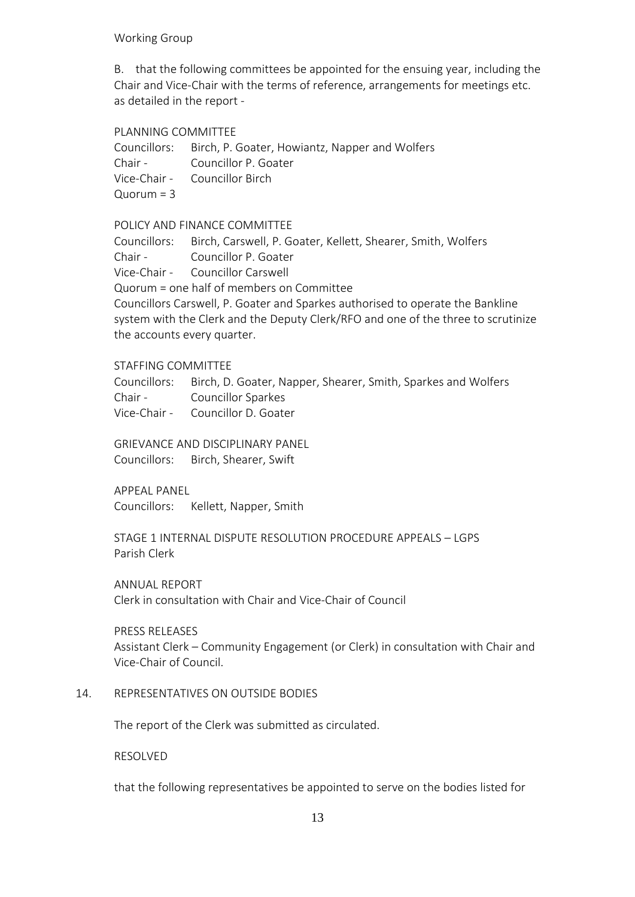Working Group

B. that the following committees be appointed for the ensuing year, including the Chair and Vice-Chair with the terms of reference, arrangements for meetings etc. as detailed in the report -

PLANNING COMMITTEE
Councillors: Birch, P. Goater, Howiantz, Napper and Wolfers
Chair - Councillor P. Goater
Vice-Chair - Councillor Birch
Quorum = 3

POLICY AND FINANCE COMMITTEE
Councillors: Birch, Carswell, P. Goater, Kellett, Shearer, Smith, Wolfers
Chair - Councillor P. Goater
Vice-Chair - Councillor Carswell
Quorum = one half of members on Committee
Councillors Carswell, P. Goater and Sparkes authorised to operate the Bankline system with the Clerk and the Deputy Clerk/RFO and one of the three to scrutinize the accounts every quarter.

STAFFING COMMITTEE
Councillors: Birch, D. Goater, Napper, Shearer, Smith, Sparkes and Wolfers
Chair - Councillor Sparkes
Vice-Chair - Councillor D. Goater

GRIEVANCE AND DISCIPLINARY PANEL
Councillors: Birch, Shearer, Swift

APPEAL PANEL
Councillors: Kellett, Napper, Smith

STAGE 1 INTERNAL DISPUTE RESOLUTION PROCEDURE APPEALS – LGPS
Parish Clerk

ANNUAL REPORT
Clerk in consultation with Chair and Vice-Chair of Council

PRESS RELEASES
Assistant Clerk – Community Engagement (or Clerk) in consultation with Chair and Vice-Chair of Council.

14. REPRESENTATIVES ON OUTSIDE BODIES

The report of the Clerk was submitted as circulated.

RESOLVED

that the following representatives be appointed to serve on the bodies listed for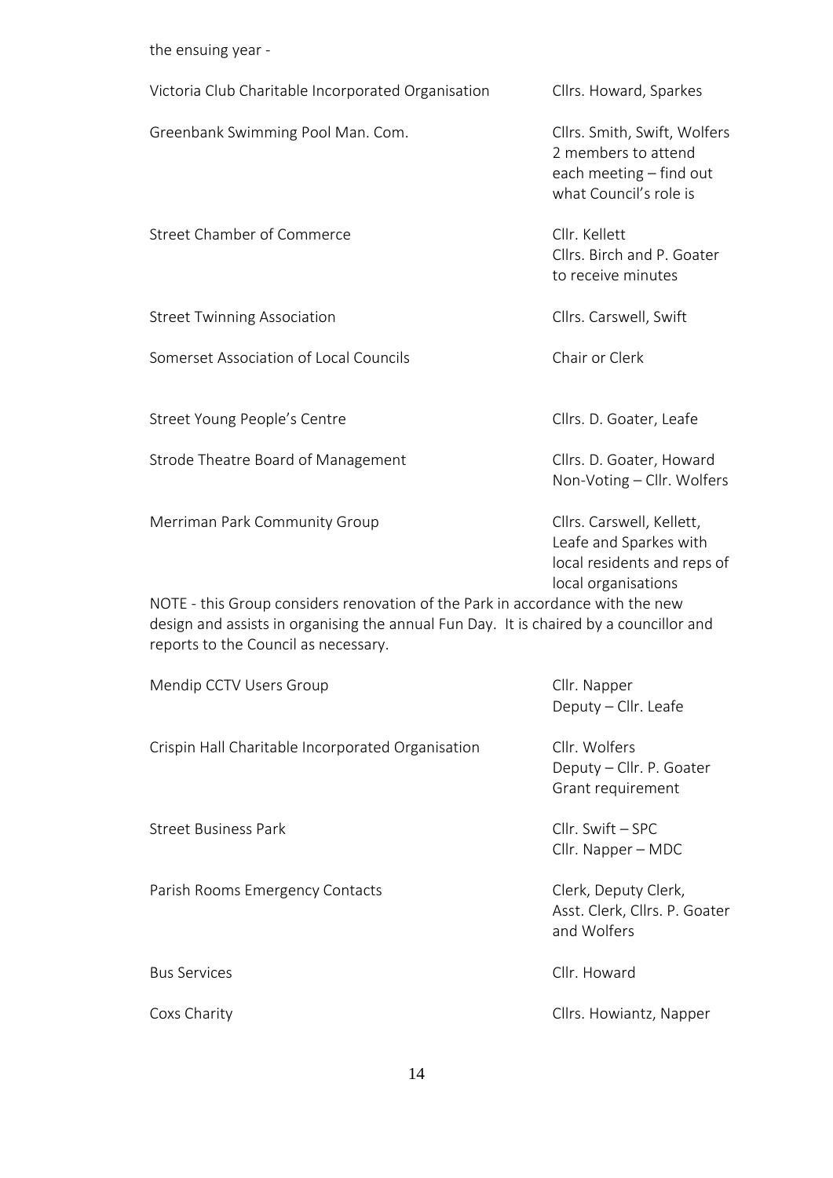the ensuing year -

| | |
|---|---|
| Victoria Club Charitable Incorporated Organisation | Cllrs. Howard, Sparkes |
| Greenbank Swimming Pool Man. Com. | Cllrs. Smith, Swift, Wolfers<br>2 members to attend each meeting – find out what Council's role is |
| Street Chamber of Commerce | Cllr. Kellett<br>Cllrs. Birch and P. Goater to receive minutes |
| Street Twinning Association | Cllrs. Carswell, Swift |
| Somerset Association of Local Councils | Chair or Clerk |
| Street Young People's Centre | Cllrs. D. Goater, Leafe |
| Strode Theatre Board of Management | Cllrs. D. Goater, Howard<br>Non-Voting – Cllr. Wolfers |
| Merriman Park Community Group | Cllrs. Carswell, Kellett, Leafe and Sparkes with local residents and reps of local organisations |

NOTE - this Group considers renovation of the Park in accordance with the new design and assists in organising the annual Fun Day. It is chaired by a councillor and reports to the Council as necessary.

| | |
|---|---|
| Mendip CCTV Users Group | Cllr. Napper<br>Deputy – Cllr. Leafe |
| Crispin Hall Charitable Incorporated Organisation | Cllr. Wolfers<br>Deputy – Cllr. P. Goater<br>Grant requirement |
| Street Business Park | Cllr. Swift – SPC<br>Cllr. Napper – MDC |
| Parish Rooms Emergency Contacts | Clerk, Deputy Clerk, Asst. Clerk, Cllrs. P. Goater and Wolfers |
| Bus Services | Cllr. Howard |
| Coxs Charity | Cllrs. Howiantz, Napper |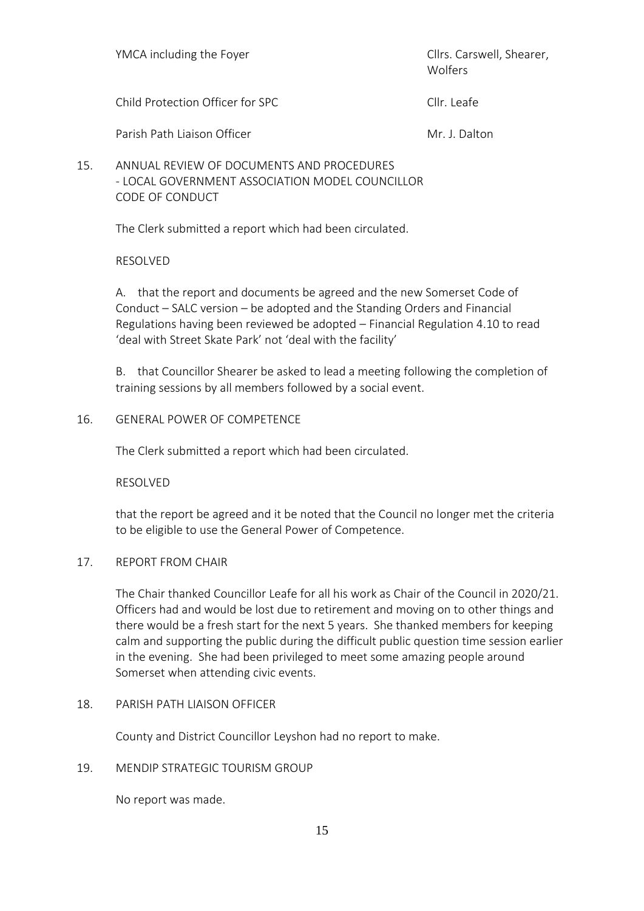| | |
|---|---|
| YMCA including the Foyer | Cllrs. Carswell, Shearer, Wolfers |
| Child Protection Officer for SPC | Cllr. Leafe |
| Parish Path Liaison Officer | Mr. J. Dalton |

15. ANNUAL REVIEW OF DOCUMENTS AND PROCEDURES
    - LOCAL GOVERNMENT ASSOCIATION MODEL COUNCILLOR CODE OF CONDUCT

The Clerk submitted a report which had been circulated.

RESOLVED

A. that the report and documents be agreed and the new Somerset Code of Conduct – SALC version – be adopted and the Standing Orders and Financial Regulations having been reviewed be adopted – Financial Regulation 4.10 to read 'deal with Street Skate Park' not 'deal with the facility'

B. that Councillor Shearer be asked to lead a meeting following the completion of training sessions by all members followed by a social event.

16. GENERAL POWER OF COMPETENCE

The Clerk submitted a report which had been circulated.

RESOLVED

that the report be agreed and it be noted that the Council no longer met the criteria to be eligible to use the General Power of Competence.

17. REPORT FROM CHAIR

The Chair thanked Councillor Leafe for all his work as Chair of the Council in 2020/21. Officers had and would be lost due to retirement and moving on to other things and there would be a fresh start for the next 5 years. She thanked members for keeping calm and supporting the public during the difficult public question time session earlier in the evening. She had been privileged to meet some amazing people around Somerset when attending civic events.

18. PARISH PATH LIAISON OFFICER

County and District Councillor Leyshon had no report to make.

19. MENDIP STRATEGIC TOURISM GROUP

No report was made.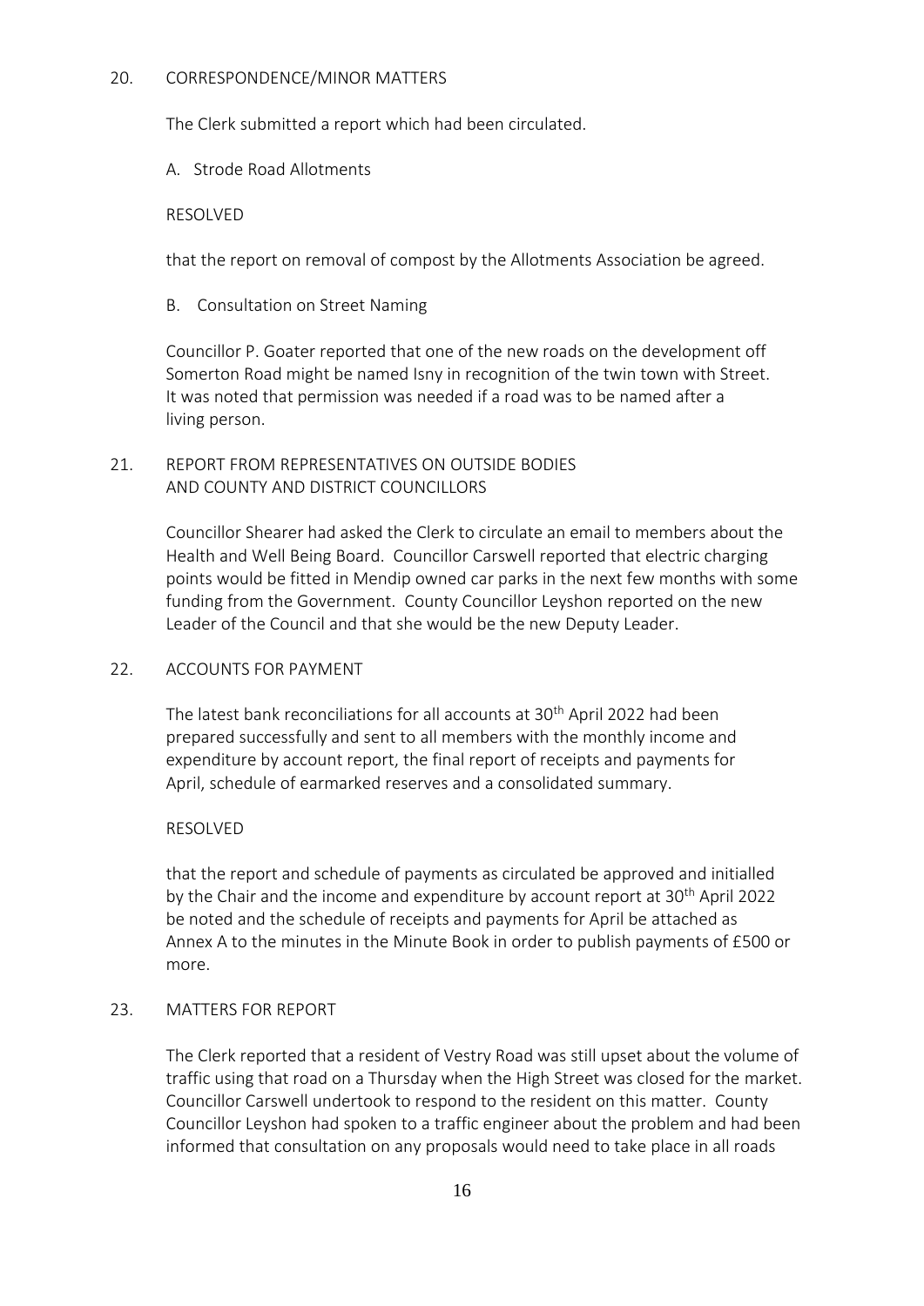20. CORRESPONDENCE/MINOR MATTERS

The Clerk submitted a report which had been circulated.

A. Strode Road Allotments

RESOLVED

that the report on removal of compost by the Allotments Association be agreed.

B. Consultation on Street Naming

Councillor P. Goater reported that one of the new roads on the development off Somerton Road might be named Isny in recognition of the twin town with Street. It was noted that permission was needed if a road was to be named after a living person.

21. REPORT FROM REPRESENTATIVES ON OUTSIDE BODIES AND COUNTY AND DISTRICT COUNCILLORS

Councillor Shearer had asked the Clerk to circulate an email to members about the Health and Well Being Board. Councillor Carswell reported that electric charging points would be fitted in Mendip owned car parks in the next few months with some funding from the Government. County Councillor Leyshon reported on the new Leader of the Council and that she would be the new Deputy Leader.

22. ACCOUNTS FOR PAYMENT

The latest bank reconciliations for all accounts at 30th April 2022 had been prepared successfully and sent to all members with the monthly income and expenditure by account report, the final report of receipts and payments for April, schedule of earmarked reserves and a consolidated summary.

RESOLVED

that the report and schedule of payments as circulated be approved and initialled by the Chair and the income and expenditure by account report at 30th April 2022 be noted and the schedule of receipts and payments for April be attached as Annex A to the minutes in the Minute Book in order to publish payments of £500 or more.

23. MATTERS FOR REPORT

The Clerk reported that a resident of Vestry Road was still upset about the volume of traffic using that road on a Thursday when the High Street was closed for the market. Councillor Carswell undertook to respond to the resident on this matter. County Councillor Leyshon had spoken to a traffic engineer about the problem and had been informed that consultation on any proposals would need to take place in all roads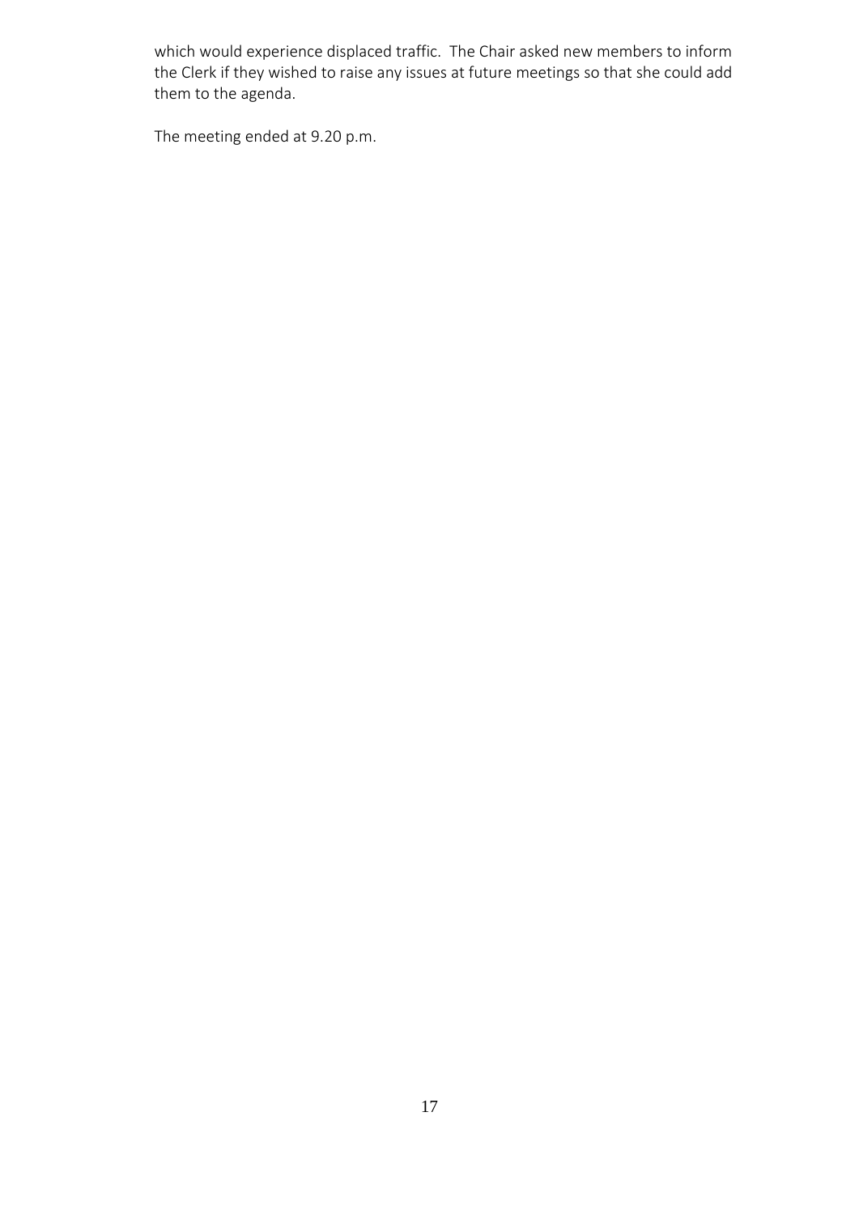which would experience displaced traffic. The Chair asked new members to inform the Clerk if they wished to raise any issues at future meetings so that she could add them to the agenda.

The meeting ended at 9.20 p.m.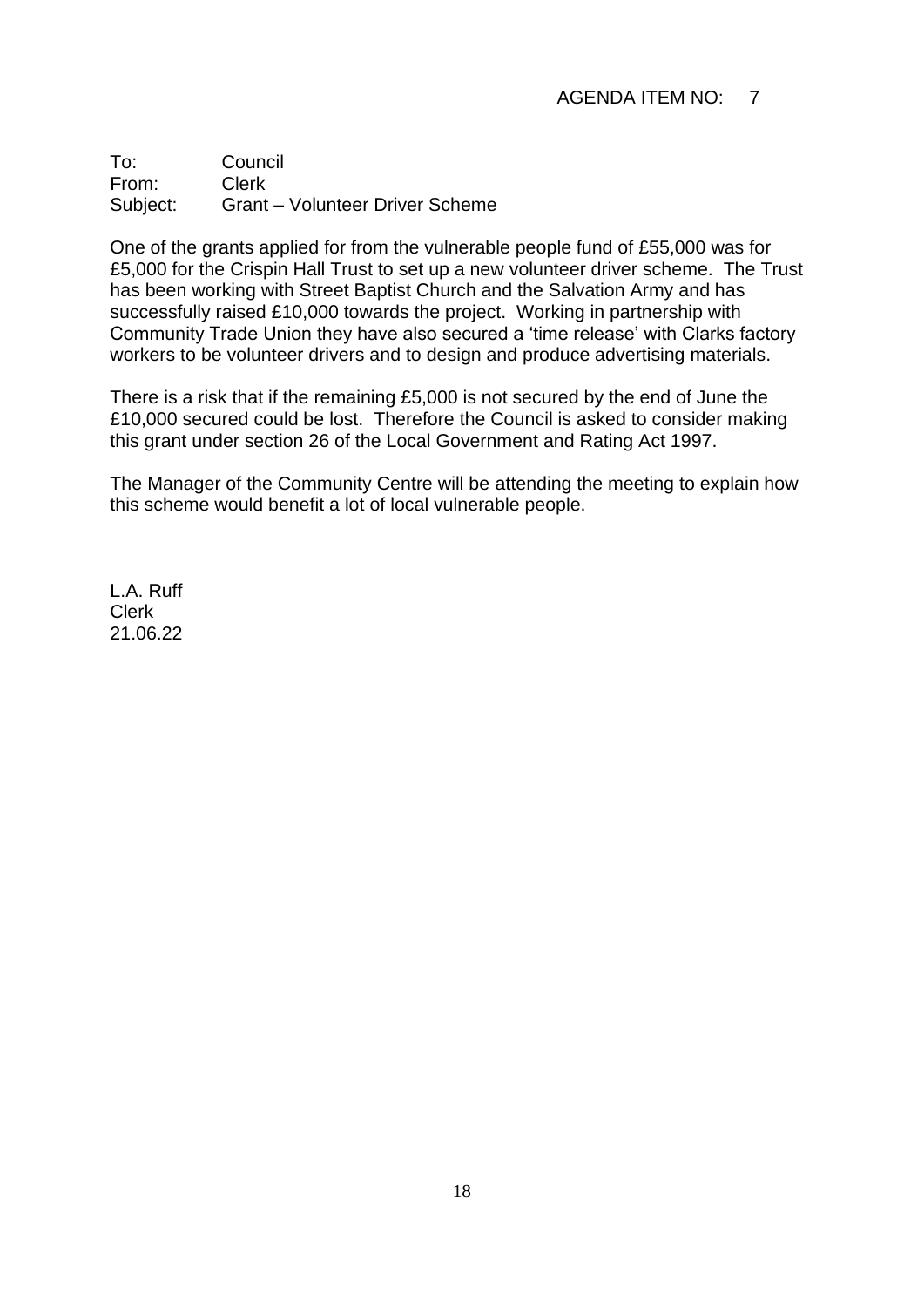AGENDA ITEM NO: 7

To: Council
From: Clerk
Subject: Grant – Volunteer Driver Scheme

One of the grants applied for from the vulnerable people fund of £55,000 was for £5,000 for the Crispin Hall Trust to set up a new volunteer driver scheme. The Trust has been working with Street Baptist Church and the Salvation Army and has successfully raised £10,000 towards the project. Working in partnership with Community Trade Union they have also secured a 'time release' with Clarks factory workers to be volunteer drivers and to design and produce advertising materials.

There is a risk that if the remaining £5,000 is not secured by the end of June the £10,000 secured could be lost. Therefore the Council is asked to consider making this grant under section 26 of the Local Government and Rating Act 1997.

The Manager of the Community Centre will be attending the meeting to explain how this scheme would benefit a lot of local vulnerable people.

L.A. Ruff
Clerk
21.06.22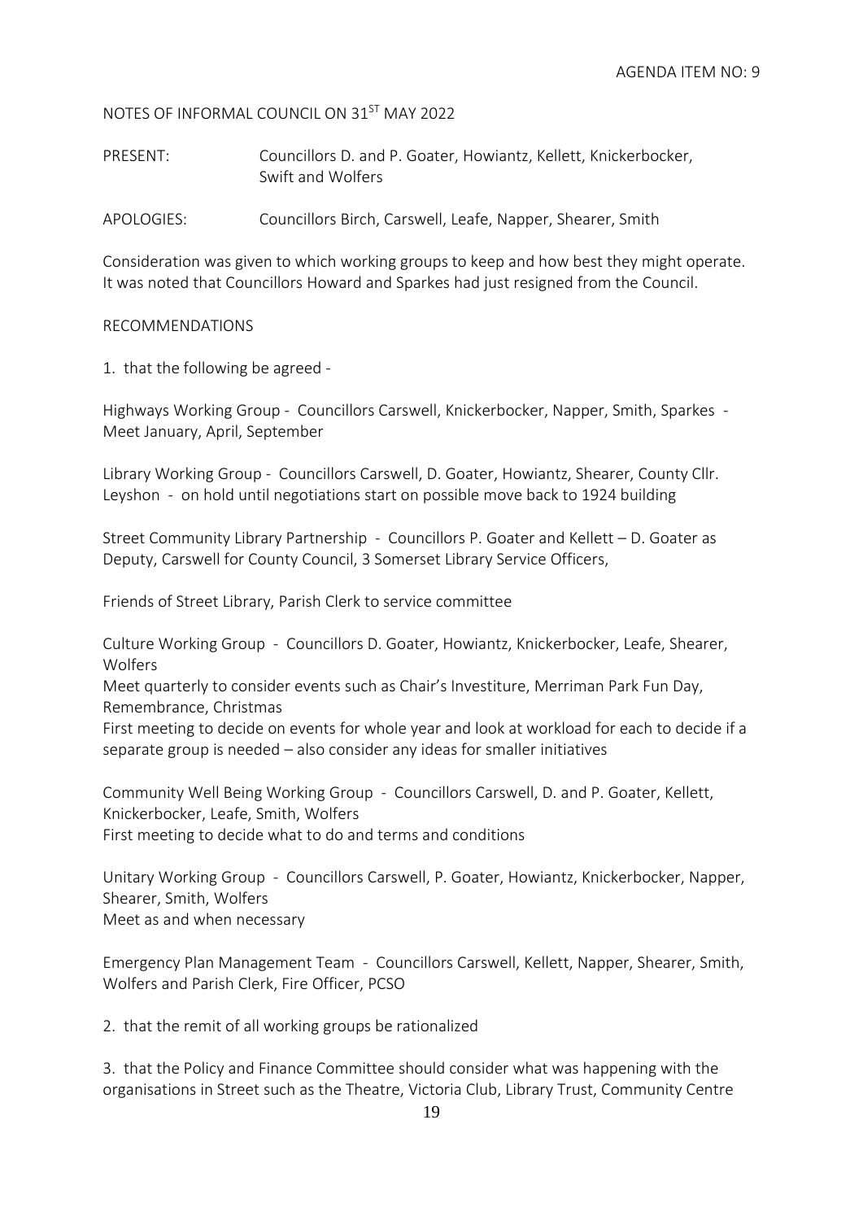AGENDA ITEM NO: 9

NOTES OF INFORMAL COUNCIL ON 31[ST] MAY 2022

PRESENT: Councillors D. and P. Goater, Howiantz, Kellett, Knickerbocker, Swift and Wolfers

APOLOGIES: Councillors Birch, Carswell, Leafe, Napper, Shearer, Smith

Consideration was given to which working groups to keep and how best they might operate. It was noted that Councillors Howard and Sparkes had just resigned from the Council.

RECOMMENDATIONS

1. that the following be agreed -

Highways Working Group - Councillors Carswell, Knickerbocker, Napper, Smith, Sparkes - Meet January, April, September

Library Working Group - Councillors Carswell, D. Goater, Howiantz, Shearer, County Cllr. Leyshon - on hold until negotiations start on possible move back to 1924 building

Street Community Library Partnership - Councillors P. Goater and Kellett – D. Goater as Deputy, Carswell for County Council, 3 Somerset Library Service Officers,

Friends of Street Library, Parish Clerk to service committee

Culture Working Group - Councillors D. Goater, Howiantz, Knickerbocker, Leafe, Shearer, Wolfers
Meet quarterly to consider events such as Chair's Investiture, Merriman Park Fun Day, Remembrance, Christmas
First meeting to decide on events for whole year and look at workload for each to decide if a separate group is needed – also consider any ideas for smaller initiatives

Community Well Being Working Group - Councillors Carswell, D. and P. Goater, Kellett, Knickerbocker, Leafe, Smith, Wolfers
First meeting to decide what to do and terms and conditions

Unitary Working Group - Councillors Carswell, P. Goater, Howiantz, Knickerbocker, Napper, Shearer, Smith, Wolfers
Meet as and when necessary

Emergency Plan Management Team - Councillors Carswell, Kellett, Napper, Shearer, Smith, Wolfers and Parish Clerk, Fire Officer, PCSO

2. that the remit of all working groups be rationalized

3. that the Policy and Finance Committee should consider what was happening with the organisations in Street such as the Theatre, Victoria Club, Library Trust, Community Centre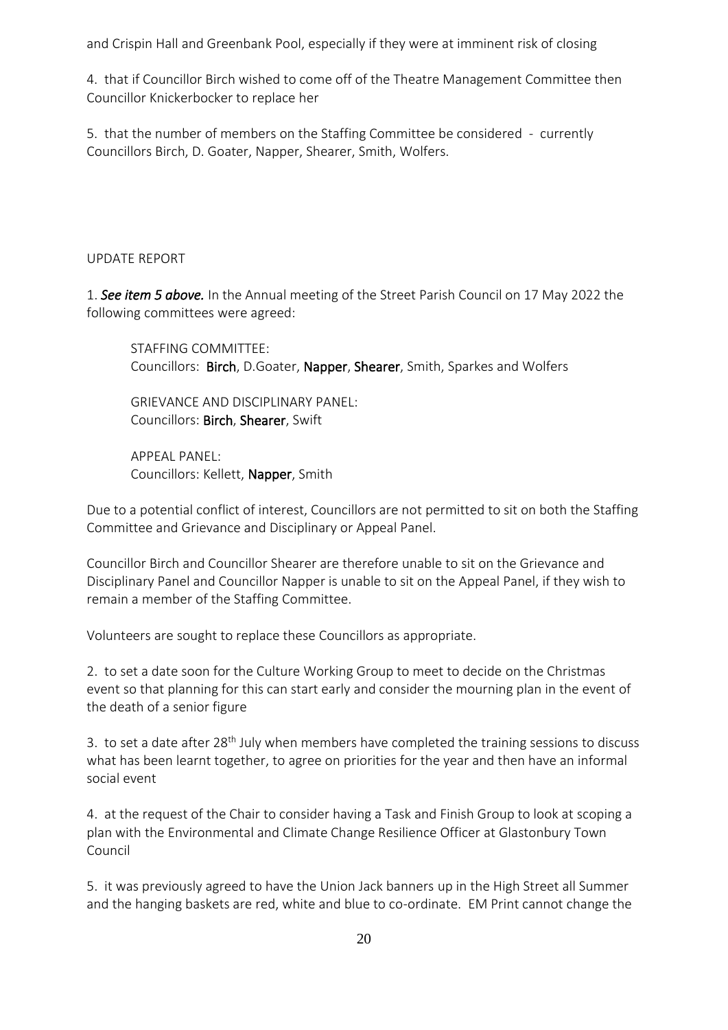and Crispin Hall and Greenbank Pool, especially if they were at imminent risk of closing

4. that if Councillor Birch wished to come off of the Theatre Management Committee then Councillor Knickerbocker to replace her

5. that the number of members on the Staffing Committee be considered - currently Councillors Birch, D. Goater, Napper, Shearer, Smith, Wolfers.

UPDATE REPORT

1. ***See item 5 above.*** In the Annual meeting of the Street Parish Council on 17 May 2022 the following committees were agreed:

STAFFING COMMITTEE:
Councillors: **Birch**, D.Goater, **Napper**, **Shearer**, Smith, Sparkes and Wolfers

GRIEVANCE AND DISCIPLINARY PANEL:
Councillors: **Birch**, **Shearer**, Swift

APPEAL PANEL:
Councillors: Kellett, **Napper**, Smith

Due to a potential conflict of interest, Councillors are not permitted to sit on both the Staffing Committee and Grievance and Disciplinary or Appeal Panel.

Councillor Birch and Councillor Shearer are therefore unable to sit on the Grievance and Disciplinary Panel and Councillor Napper is unable to sit on the Appeal Panel, if they wish to remain a member of the Staffing Committee.

Volunteers are sought to replace these Councillors as appropriate.

2. to set a date soon for the Culture Working Group to meet to decide on the Christmas event so that planning for this can start early and consider the mourning plan in the event of the death of a senior figure

3. to set a date after 28th July when members have completed the training sessions to discuss what has been learnt together, to agree on priorities for the year and then have an informal social event

4. at the request of the Chair to consider having a Task and Finish Group to look at scoping a plan with the Environmental and Climate Change Resilience Officer at Glastonbury Town Council

5. it was previously agreed to have the Union Jack banners up in the High Street all Summer and the hanging baskets are red, white and blue to co-ordinate. EM Print cannot change the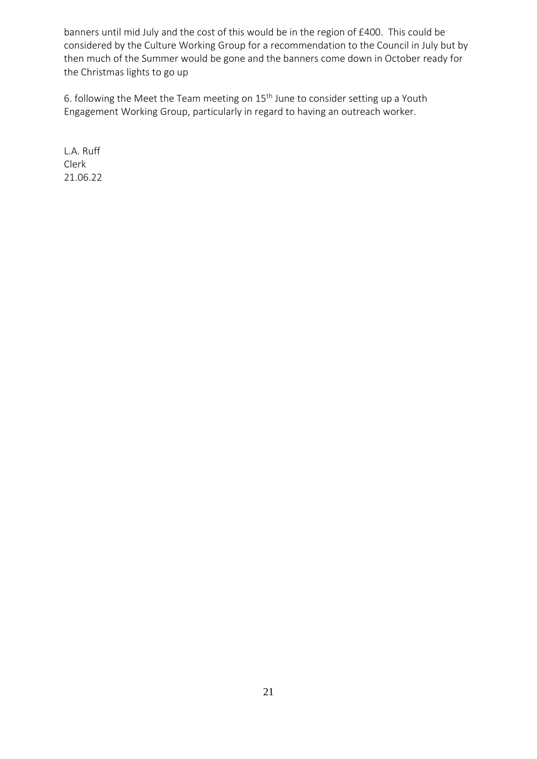banners until mid July and the cost of this would be in the region of £400. This could be considered by the Culture Working Group for a recommendation to the Council in July but by then much of the Summer would be gone and the banners come down in October ready for the Christmas lights to go up

6. following the Meet the Team meeting on 15th June to consider setting up a Youth Engagement Working Group, particularly in regard to having an outreach worker.

L.A. Ruff
Clerk
21.06.22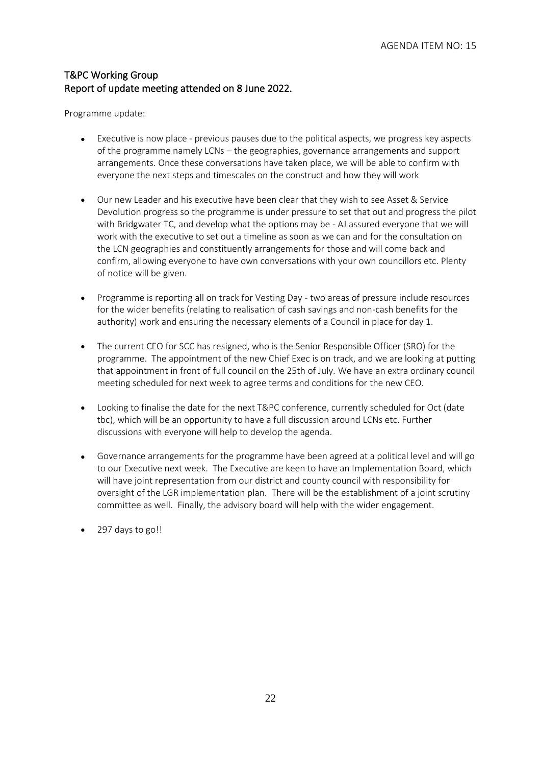AGENDA ITEM NO: 15

## T&PC Working Group
## Report of update meeting attended on 8 June 2022.

Programme update:

- Executive is now place - previous pauses due to the political aspects, we progress key aspects of the programme namely LCNs – the geographies, governance arrangements and support arrangements. Once these conversations have taken place, we will be able to confirm with everyone the next steps and timescales on the construct and how they will work
- Our new Leader and his executive have been clear that they wish to see Asset & Service Devolution progress so the programme is under pressure to set that out and progress the pilot with Bridgwater TC, and develop what the options may be - AJ assured everyone that we will work with the executive to set out a timeline as soon as we can and for the consultation on the LCN geographies and constituently arrangements for those and will come back and confirm, allowing everyone to have own conversations with your own councillors etc. Plenty of notice will be given.
- Programme is reporting all on track for Vesting Day - two areas of pressure include resources for the wider benefits (relating to realisation of cash savings and non-cash benefits for the authority) work and ensuring the necessary elements of a Council in place for day 1.
- The current CEO for SCC has resigned, who is the Senior Responsible Officer (SRO) for the programme. The appointment of the new Chief Exec is on track, and we are looking at putting that appointment in front of full council on the 25th of July. We have an extra ordinary council meeting scheduled for next week to agree terms and conditions for the new CEO.
- Looking to finalise the date for the next T&PC conference, currently scheduled for Oct (date tbc), which will be an opportunity to have a full discussion around LCNs etc. Further discussions with everyone will help to develop the agenda.
- Governance arrangements for the programme have been agreed at a political level and will go to our Executive next week. The Executive are keen to have an Implementation Board, which will have joint representation from our district and county council with responsibility for oversight of the LGR implementation plan. There will be the establishment of a joint scrutiny committee as well. Finally, the advisory board will help with the wider engagement.
- 297 days to go!!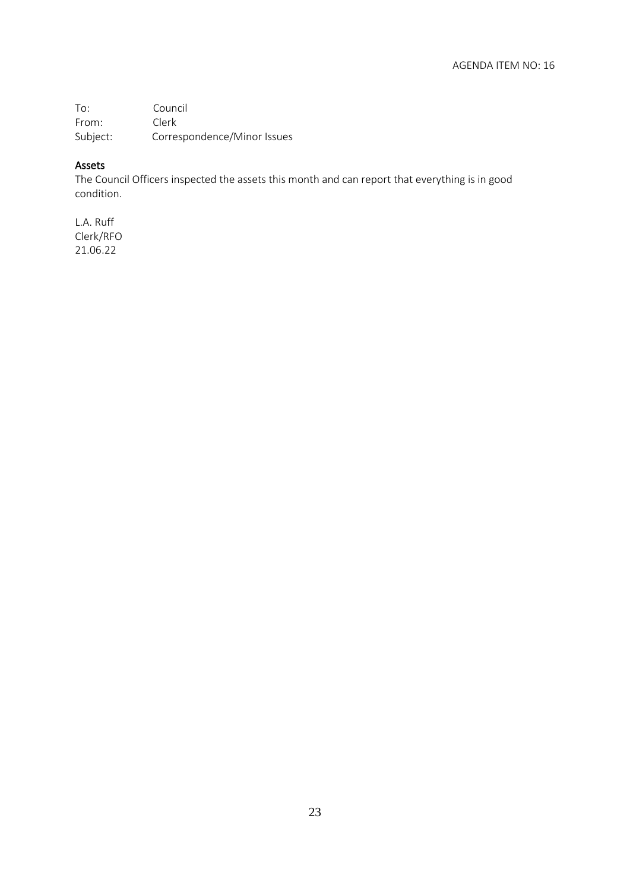AGENDA ITEM NO: 16

To: Council
From: Clerk
Subject: Correspondence/Minor Issues

## Assets

The Council Officers inspected the assets this month and can report that everything is in good condition.

L.A. Ruff
Clerk/RFO
21.06.22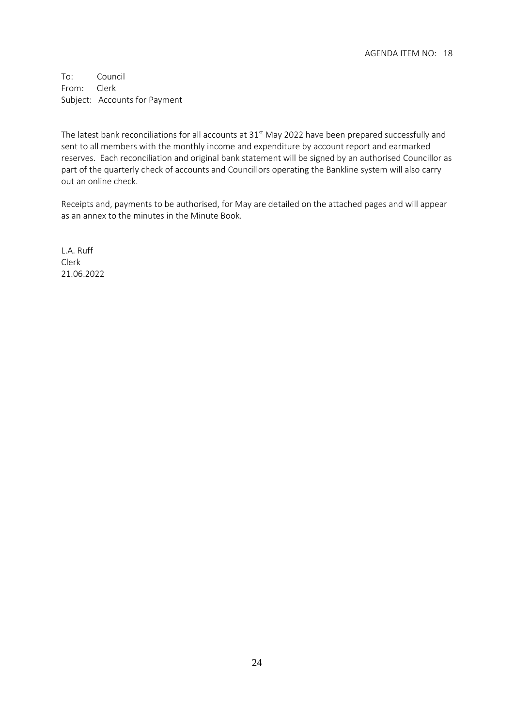AGENDA ITEM NO: 18

To: Council
From: Clerk
Subject: Accounts for Payment

The latest bank reconciliations for all accounts at 31st May 2022 have been prepared successfully and sent to all members with the monthly income and expenditure by account report and earmarked reserves. Each reconciliation and original bank statement will be signed by an authorised Councillor as part of the quarterly check of accounts and Councillors operating the Bankline system will also carry out an online check.

Receipts and, payments to be authorised, for May are detailed on the attached pages and will appear as an annex to the minutes in the Minute Book.

L.A. Ruff
Clerk
21.06.2022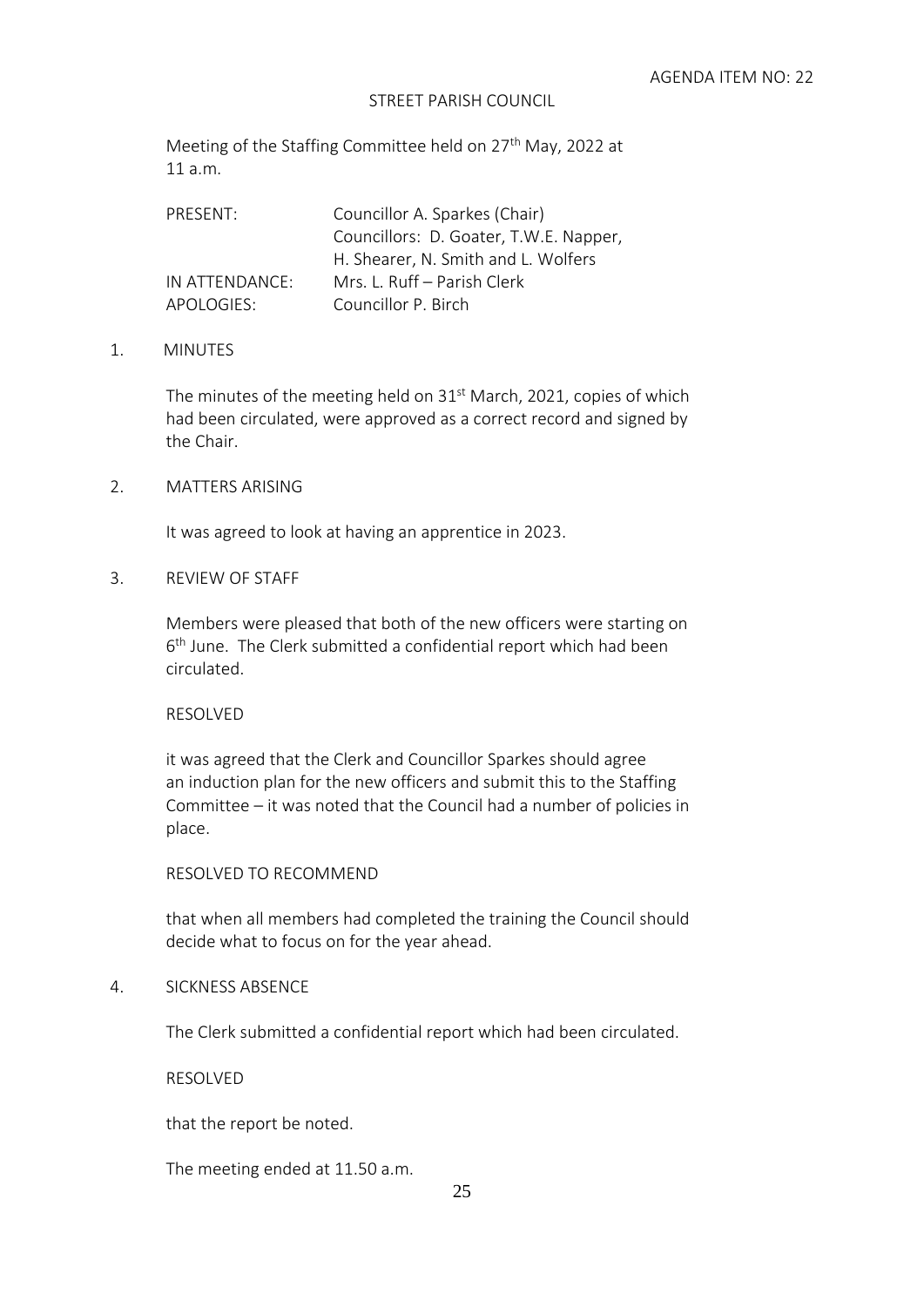AGENDA ITEM NO: 22

# STREET PARISH COUNCIL

Meeting of the Staffing Committee held on 27th May, 2022 at 11 a.m.

| | |
|---|---|
| PRESENT: | Councillor A. Sparkes (Chair) |
| | Councillors: D. Goater, T.W.E. Napper, H. Shearer, N. Smith and L. Wolfers |
| IN ATTENDANCE: | Mrs. L. Ruff – Parish Clerk |
| APOLOGIES: | Councillor P. Birch |

1. MINUTES

The minutes of the meeting held on 31st March, 2021, copies of which had been circulated, were approved as a correct record and signed by the Chair.

2. MATTERS ARISING

It was agreed to look at having an apprentice in 2023.

3. REVIEW OF STAFF

Members were pleased that both of the new officers were starting on 6th June. The Clerk submitted a confidential report which had been circulated.

RESOLVED

it was agreed that the Clerk and Councillor Sparkes should agree an induction plan for the new officers and submit this to the Staffing Committee – it was noted that the Council had a number of policies in place.

RESOLVED TO RECOMMEND

that when all members had completed the training the Council should decide what to focus on for the year ahead.

4. SICKNESS ABSENCE

The Clerk submitted a confidential report which had been circulated.

RESOLVED

that the report be noted.

The meeting ended at 11.50 a.m.